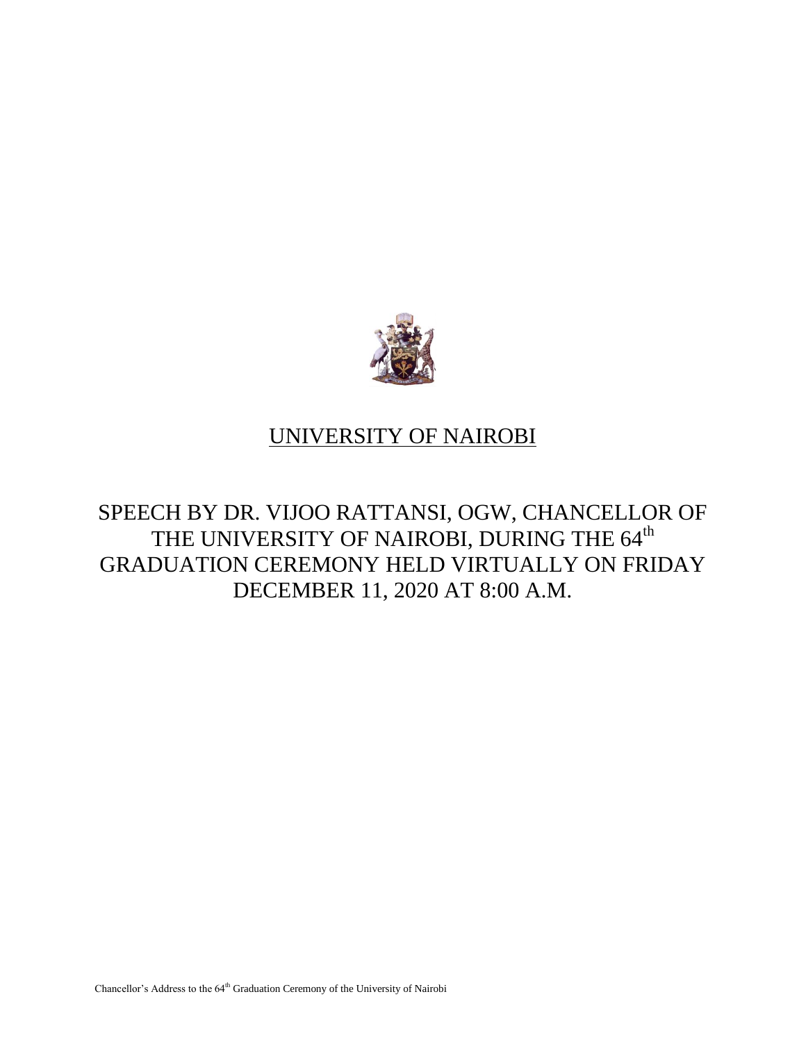# UNIVERSITY OF NAIROBI

## SPEECH BY DR. VIJOO RATTANSI, OGW, CHANCELLOR OF THE UNIVERSITY OF NAIROBI, DURING THE 64th GRADUATION CEREMONY HELD VIRTUALLY ON FRIDAY DECEMBER 11, 2020 AT 8:00 A.M.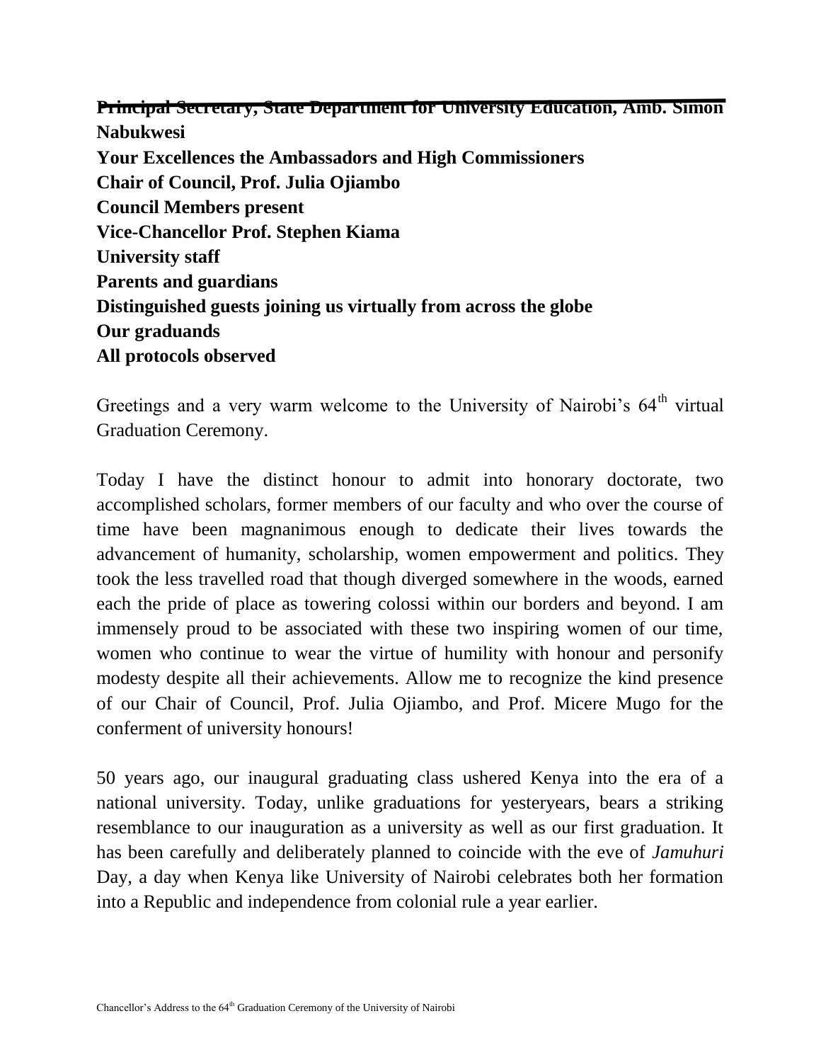**Principal Secretary, State Department for University Education, Amb. Simon Nabukwesi**
**Your Excellences the Ambassadors and High Commissioners**
**Chair of Council, Prof. Julia Ojiambo**
**Council Members present**
**Vice-Chancellor Prof. Stephen Kiama**
**University staff**
**Parents and guardians**
**Distinguished guests joining us virtually from across the globe**
**Our graduands**
**All protocols observed**

Greetings and a very warm welcome to the University of Nairobi's 64th virtual Graduation Ceremony.

Today I have the distinct honour to admit into honorary doctorate, two accomplished scholars, former members of our faculty and who over the course of time have been magnanimous enough to dedicate their lives towards the advancement of humanity, scholarship, women empowerment and politics. They took the less travelled road that though diverged somewhere in the woods, earned each the pride of place as towering colossi within our borders and beyond. I am immensely proud to be associated with these two inspiring women of our time, women who continue to wear the virtue of humility with honour and personify modesty despite all their achievements. Allow me to recognize the kind presence of our Chair of Council, Prof. Julia Ojiambo, and Prof. Micere Mugo for the conferment of university honours!

50 years ago, our inaugural graduating class ushered Kenya into the era of a national university. Today, unlike graduations for yesteryears, bears a striking resemblance to our inauguration as a university as well as our first graduation. It has been carefully and deliberately planned to coincide with the eve of *Jamuhuri* Day, a day when Kenya like University of Nairobi celebrates both her formation into a Republic and independence from colonial rule a year earlier.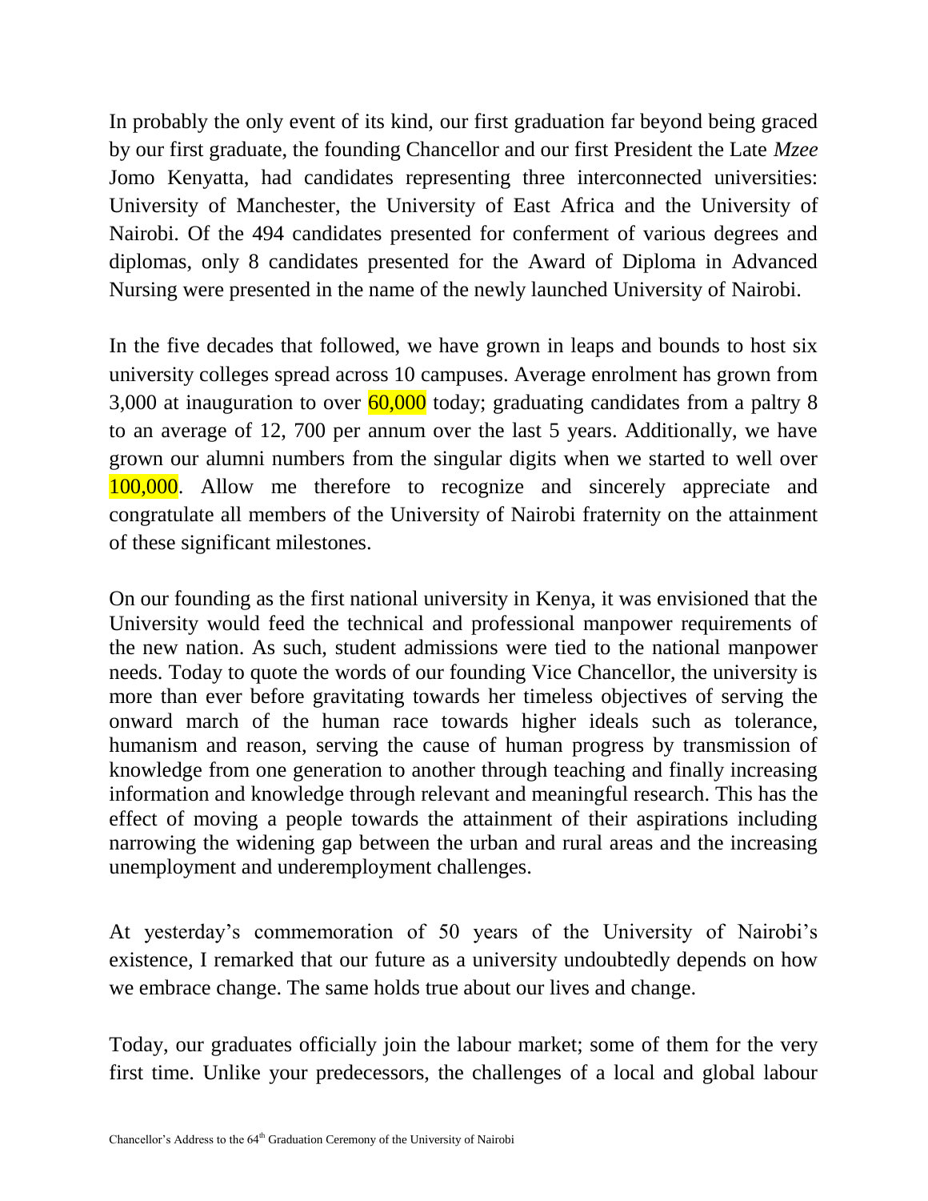In probably the only event of its kind, our first graduation far beyond being graced by our first graduate, the founding Chancellor and our first President the Late *Mzee* Jomo Kenyatta, had candidates representing three interconnected universities: University of Manchester, the University of East Africa and the University of Nairobi. Of the 494 candidates presented for conferment of various degrees and diplomas, only 8 candidates presented for the Award of Diploma in Advanced Nursing were presented in the name of the newly launched University of Nairobi.

In the five decades that followed, we have grown in leaps and bounds to host six university colleges spread across 10 campuses. Average enrolment has grown from 3,000 at inauguration to over 60,000 today; graduating candidates from a paltry 8 to an average of 12, 700 per annum over the last 5 years. Additionally, we have grown our alumni numbers from the singular digits when we started to well over 100,000. Allow me therefore to recognize and sincerely appreciate and congratulate all members of the University of Nairobi fraternity on the attainment of these significant milestones.

On our founding as the first national university in Kenya, it was envisioned that the University would feed the technical and professional manpower requirements of the new nation. As such, student admissions were tied to the national manpower needs. Today to quote the words of our founding Vice Chancellor, the university is more than ever before gravitating towards her timeless objectives of serving the onward march of the human race towards higher ideals such as tolerance, humanism and reason, serving the cause of human progress by transmission of knowledge from one generation to another through teaching and finally increasing information and knowledge through relevant and meaningful research. This has the effect of moving a people towards the attainment of their aspirations including narrowing the widening gap between the urban and rural areas and the increasing unemployment and underemployment challenges.

At yesterday's commemoration of 50 years of the University of Nairobi's existence, I remarked that our future as a university undoubtedly depends on how we embrace change. The same holds true about our lives and change.

Today, our graduates officially join the labour market; some of them for the very first time. Unlike your predecessors, the challenges of a local and global labour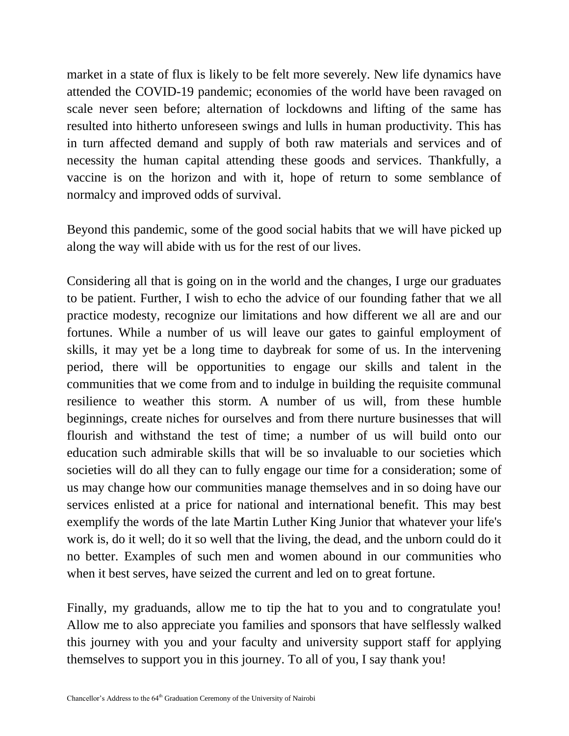market in a state of flux is likely to be felt more severely. New life dynamics have attended the COVID-19 pandemic; economies of the world have been ravaged on scale never seen before; alternation of lockdowns and lifting of the same has resulted into hitherto unforeseen swings and lulls in human productivity. This has in turn affected demand and supply of both raw materials and services and of necessity the human capital attending these goods and services. Thankfully, a vaccine is on the horizon and with it, hope of return to some semblance of normalcy and improved odds of survival.

Beyond this pandemic, some of the good social habits that we will have picked up along the way will abide with us for the rest of our lives.

Considering all that is going on in the world and the changes, I urge our graduates to be patient. Further, I wish to echo the advice of our founding father that we all practice modesty, recognize our limitations and how different we all are and our fortunes. While a number of us will leave our gates to gainful employment of skills, it may yet be a long time to daybreak for some of us. In the intervening period, there will be opportunities to engage our skills and talent in the communities that we come from and to indulge in building the requisite communal resilience to weather this storm. A number of us will, from these humble beginnings, create niches for ourselves and from there nurture businesses that will flourish and withstand the test of time; a number of us will build onto our education such admirable skills that will be so invaluable to our societies which societies will do all they can to fully engage our time for a consideration; some of us may change how our communities manage themselves and in so doing have our services enlisted at a price for national and international benefit. This may best exemplify the words of the late Martin Luther King Junior that whatever your life's work is, do it well; do it so well that the living, the dead, and the unborn could do it no better. Examples of such men and women abound in our communities who when it best serves, have seized the current and led on to great fortune.

Finally, my graduands, allow me to tip the hat to you and to congratulate you! Allow me to also appreciate you families and sponsors that have selflessly walked this journey with you and your faculty and university support staff for applying themselves to support you in this journey. To all of you, I say thank you!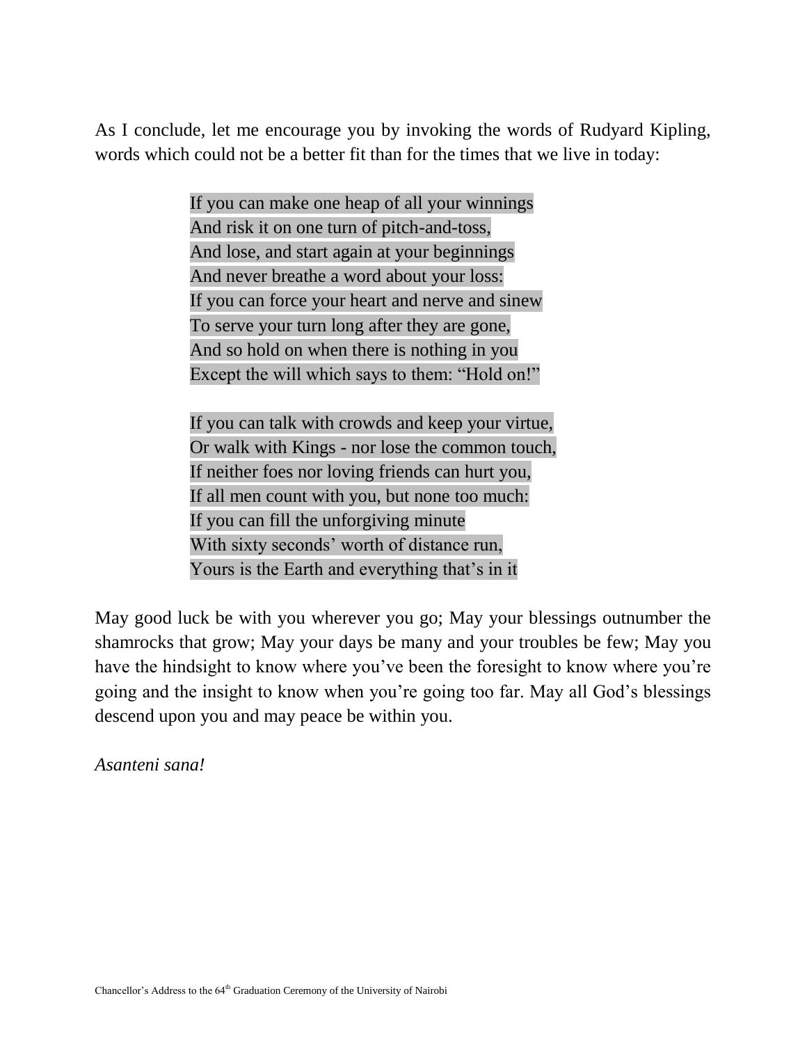As I conclude, let me encourage you by invoking the words of Rudyard Kipling, words which could not be a better fit than for the times that we live in today:

> If you can make one heap of all your winnings
> And risk it on one turn of pitch-and-toss,
> And lose, and start again at your beginnings
> And never breathe a word about your loss:
> If you can force your heart and nerve and sinew
> To serve your turn long after they are gone,
> And so hold on when there is nothing in you
> Except the will which says to them: "Hold on!"
>
> If you can talk with crowds and keep your virtue,
> Or walk with Kings - nor lose the common touch,
> If neither foes nor loving friends can hurt you,
> If all men count with you, but none too much:
> If you can fill the unforgiving minute
> With sixty seconds' worth of distance run,
> Yours is the Earth and everything that's in it

May good luck be with you wherever you go; May your blessings outnumber the shamrocks that grow; May your days be many and your troubles be few; May you have the hindsight to know where you've been the foresight to know where you're going and the insight to know when you're going too far. May all God's blessings descend upon you and may peace be within you.

*Asanteni sana!*